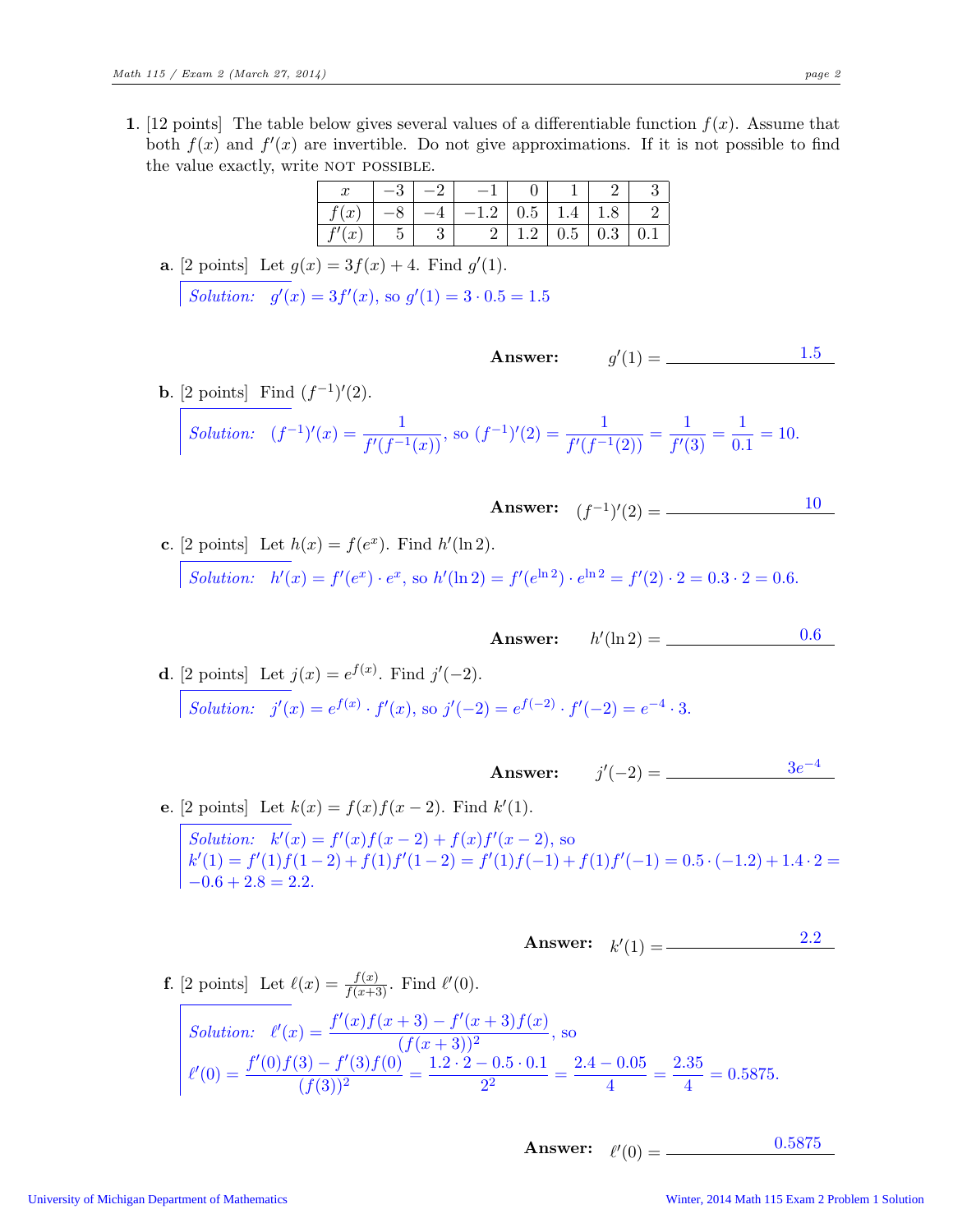**1.** [12 points] The table below gives several values of a differentiable function $f(x)$. Assume that both $f(x)$ and $f'(x)$ are invertible. Do not give approximations. If it is not possible to find the value exactly, write NOT POSSIBLE.

| $x$ | $-3$ | $-2$ | $-1$ | $0$ | $1$ | $2$ | $3$ |
|---|---|---|---|---|---|---|---|
| $f(x)$ | $-8$ | $-4$ | $-1.2$ | $0.5$ | $1.4$ | $1.8$ | $2$ |
| $f'(x)$ | $5$ | $3$ | $2$ | $1.2$ | $0.5$ | $0.3$ | $0.1$ |

**a.** [2 points] Let $g(x) = 3f(x) + 4$. Find $g'(1)$.

*Solution:* $g'(x) = 3f'(x)$, so $g'(1) = 3 \cdot 0.5 = 1.5$

**Answer:** $g'(1) =$ 1.5

**b.** [2 points] Find $(f^{-1})'(2)$.

*Solution:* $(f^{-1})'(x) = \dfrac{1}{f'(f^{-1}(x))}$, so $(f^{-1})'(2) = \dfrac{1}{f'(f^{-1}(2))} = \dfrac{1}{f'(3)} = \dfrac{1}{0.1} = 10.$

**Answer:** $(f^{-1})'(2) =$ 10

**c.** [2 points] Let $h(x) = f(e^x)$. Find $h'(\ln 2)$.

*Solution:* $h'(x) = f'(e^x) \cdot e^x$, so $h'(\ln 2) = f'(e^{\ln 2}) \cdot e^{\ln 2} = f'(2) \cdot 2 = 0.3 \cdot 2 = 0.6.$

**Answer:** $h'(\ln 2) =$ 0.6

**d.** [2 points] Let $j(x) = e^{f(x)}$. Find $j'(-2)$.

*Solution:* $j'(x) = e^{f(x)} \cdot f'(x)$, so $j'(-2) = e^{f(-2)} \cdot f'(-2) = e^{-4} \cdot 3.$

**Answer:** $j'(-2) =$ $3e^{-4}$

**e.** [2 points] Let $k(x) = f(x)f(x-2)$. Find $k'(1)$.

*Solution:* $k'(x) = f'(x)f(x-2) + f(x)f'(x-2)$, so
$k'(1) = f'(1)f(1-2) + f(1)f'(1-2) = f'(1)f(-1) + f(1)f'(-1) = 0.5 \cdot (-1.2) + 1.4 \cdot 2 = -0.6 + 2.8 = 2.2.$

**Answer:** $k'(1) =$ 2.2

**f.** [2 points] Let $\ell(x) = \frac{f(x)}{f(x+3)}$. Find $\ell'(0)$.

*Solution:* $\ell'(x) = \dfrac{f'(x)f(x+3) - f'(x+3)f(x)}{(f(x+3))^2}$, so

$$\ell'(0) = \frac{f'(0)f(3) - f'(3)f(0)}{(f(3))^2} = \frac{1.2 \cdot 2 - 0.5 \cdot 0.1}{2^2} = \frac{2.4 - 0.05}{4} = \frac{2.35}{4} = 0.5875.$$

**Answer:** $\ell'(0) =$ 0.5875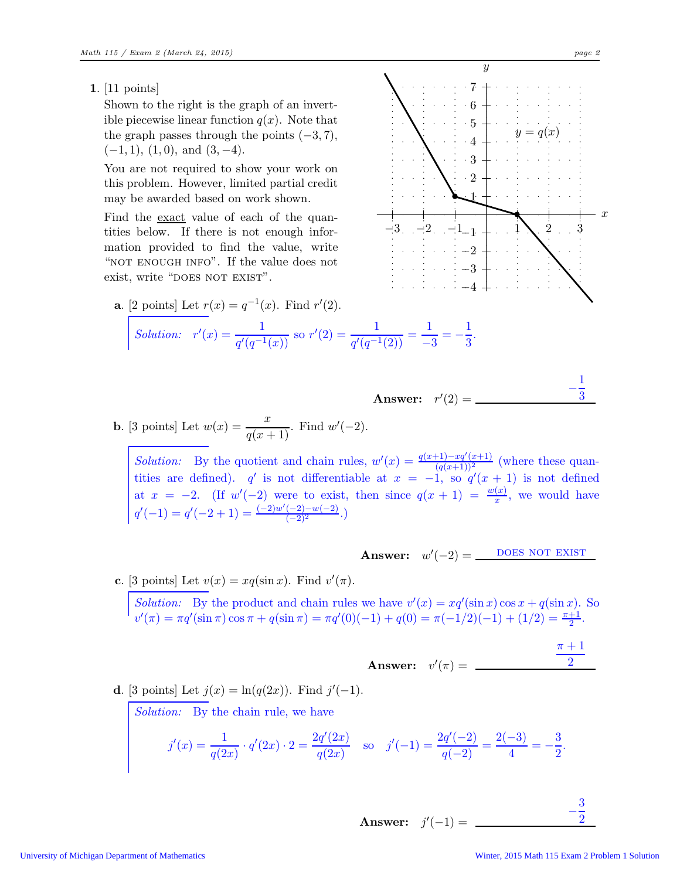**1.** [11 points]

Shown to the right is the graph of an invertible piecewise linear function $q(x)$. Note that the graph passes through the points $(-3, 7)$, $(-1, 1)$, $(1, 0)$, and $(3, -4)$.

You are not required to show your work on this problem. However, limited partial credit may be awarded based on work shown.

Find the exact value of each of the quantities below. If there is not enough information provided to find the value, write "NOT ENOUGH INFO". If the value does not exist, write "DOES NOT EXIST".

**a.** [2 points] Let $r(x) = q^{-1}(x)$. Find $r'(2)$.

*Solution:* $r'(x) = \dfrac{1}{q'(q^{-1}(x))}$ so $r'(2) = \dfrac{1}{q'(q^{-1}(2))} = \dfrac{1}{-3} = -\dfrac{1}{3}$.

**Answer:** $r'(2) = -\dfrac{1}{3}$

**b.** [3 points] Let $w(x) = \dfrac{x}{q(x+1)}$. Find $w'(-2)$.

*Solution:* By the quotient and chain rules, $w'(x) = \frac{q(x+1) - xq'(x+1)}{(q(x+1))^2}$ (where these quantities are defined). $q'$ is not differentiable at $x = -1$, so $q'(x+1)$ is not defined at $x = -2$. (If $w'(-2)$ were to exist, then since $q(x+1) = \frac{w(x)}{x}$, we would have $q'(-1) = q'(-2+1) = \frac{(-2)w'(-2) - w(-2)}{(-2)^2}$.)

**Answer:** $w'(-2) =$ DOES NOT EXIST

**c.** [3 points] Let $v(x) = xq(\sin x)$. Find $v'(\pi)$.

*Solution:* By the product and chain rules we have $v'(x) = xq'(\sin x)\cos x + q(\sin x)$. So $v'(\pi) = \pi q'(\sin \pi)\cos \pi + q(\sin \pi) = \pi q'(0)(-1) + q(0) = \pi(-1/2)(-1) + (1/2) = \frac{\pi+1}{2}$.

**Answer:** $v'(\pi) = \dfrac{\pi + 1}{2}$

**d.** [3 points] Let $j(x) = \ln(q(2x))$. Find $j'(-1)$.

*Solution:* By the chain rule, we have

$$j'(x) = \frac{1}{q(2x)} \cdot q'(2x) \cdot 2 = \frac{2q'(2x)}{q(2x)} \quad \text{so} \quad j'(-1) = \frac{2q'(-2)}{q(-2)} = \frac{2(-3)}{4} = -\frac{3}{2}.$$

**Answer:** $j'(-1) = -\dfrac{3}{2}$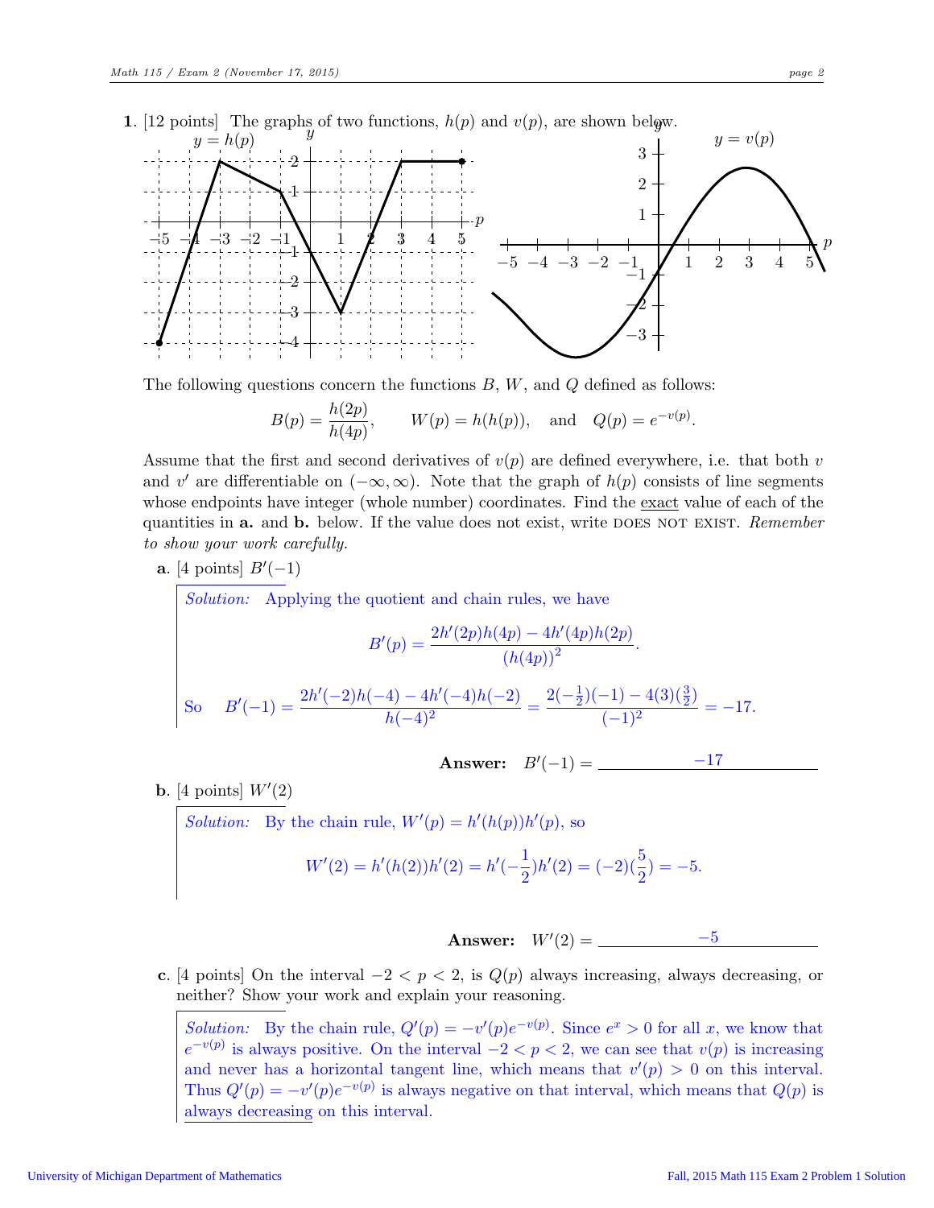**1.** [12 points] The graphs of two functions, $h(p)$ and $v(p)$, are shown below.

The following questions concern the functions $B$, $W$, and $Q$ defined as follows:

$$B(p) = \frac{h(2p)}{h(4p)}, \qquad W(p) = h(h(p)), \quad \text{and} \quad Q(p) = e^{-v(p)}.$$

Assume that the first and second derivatives of $v(p)$ are defined everywhere, i.e. that both $v$ and $v'$ are differentiable on $(-\infty, \infty)$. Note that the graph of $h(p)$ consists of line segments whose endpoints have integer (whole number) coordinates. Find the exact value of each of the quantities in **a.** and **b.** below. If the value does not exist, write DOES NOT EXIST. *Remember to show your work carefully.*

**a.** [4 points] $B'(-1)$

*Solution:* Applying the quotient and chain rules, we have

$$B'(p) = \frac{2h'(2p)h(4p) - 4h'(4p)h(2p)}{(h(4p))^2}.$$

So $\quad B'(-1) = \dfrac{2h'(-2)h(-4) - 4h'(-4)h(-2)}{h(-4)^2} = \dfrac{2(-\frac{1}{2})(-1) - 4(3)(\frac{3}{2})}{(-1)^2} = -17.$

**Answer:** $B'(-1) =$ $-17$

**b.** [4 points] $W'(2)$

*Solution:* By the chain rule, $W'(p) = h'(h(p))h'(p)$, so

$$W'(2) = h'(h(2))h'(2) = h'(-\frac{1}{2})h'(2) = (-2)(\frac{5}{2}) = -5.$$

**Answer:** $W'(2) =$ $-5$

**c.** [4 points] On the interval $-2 < p < 2$, is $Q(p)$ always increasing, always decreasing, or neither? Show your work and explain your reasoning.

*Solution:* By the chain rule, $Q'(p) = -v'(p)e^{-v(p)}$. Since $e^x > 0$ for all $x$, we know that $e^{-v(p)}$ is always positive. On the interval $-2 < p < 2$, we can see that $v(p)$ is increasing and never has a horizontal tangent line, which means that $v'(p) > 0$ on this interval. Thus $Q'(p) = -v'(p)e^{-v(p)}$ is always negative on that interval, which means that $Q(p)$ is always decreasing on this interval.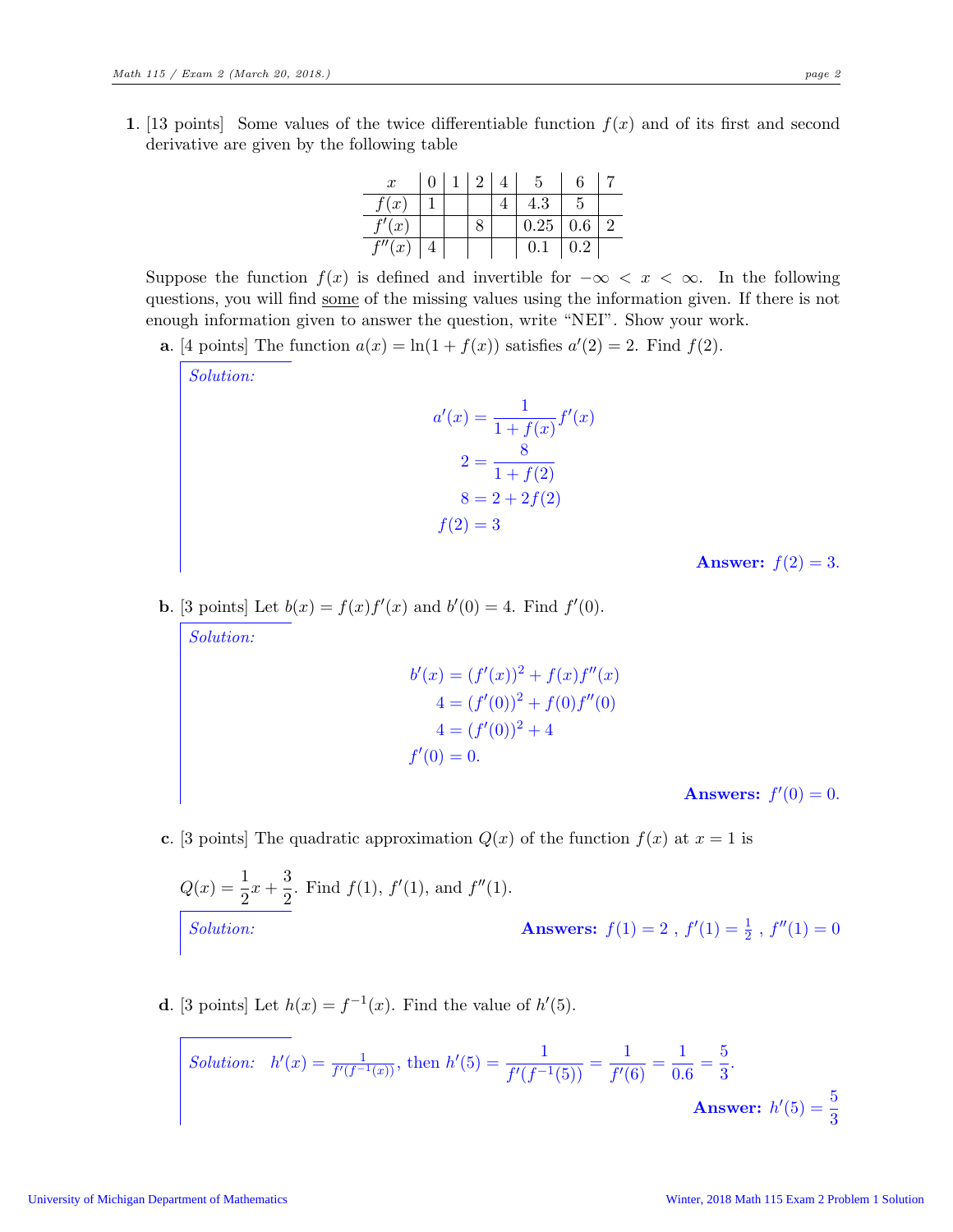**1.** [13 points] Some values of the twice differentiable function $f(x)$ and of its first and second derivative are given by the following table

| $x$ | 0 | 1 | 2 | 4 | 5 | 6 | 7 |
|---|---|---|---|---|---|---|---|
| $f(x)$ | 1 | | | 4 | 4.3 | 5 | |
| $f'(x)$ | | | 8 | | 0.25 | 0.6 | 2 |
| $f''(x)$ | 4 | | | | 0.1 | 0.2 | |

Suppose the function $f(x)$ is defined and invertible for $-\infty < x < \infty$. In the following questions, you will find some of the missing values using the information given. If there is not enough information given to answer the question, write "NEI". Show your work.

**a.** [4 points] The function $a(x) = \ln(1 + f(x))$ satisfies $a'(2) = 2$. Find $f(2)$.

*Solution:*

$$a'(x) = \frac{1}{1+f(x)}f'(x)$$
$$2 = \frac{8}{1+f(2)}$$
$$8 = 2 + 2f(2)$$
$$f(2) = 3$$

**Answer:** $f(2) = 3$.

**b.** [3 points] Let $b(x) = f(x)f'(x)$ and $b'(0) = 4$. Find $f'(0)$.

*Solution:*

$$b'(x) = (f'(x))^2 + f(x)f''(x)$$
$$4 = (f'(0))^2 + f(0)f''(0)$$
$$4 = (f'(0))^2 + 4$$
$$f'(0) = 0.$$

**Answers:** $f'(0) = 0$.

**c.** [3 points] The quadratic approximation $Q(x)$ of the function $f(x)$ at $x = 1$ is

$Q(x) = \frac{1}{2}x + \frac{3}{2}$. Find $f(1)$, $f'(1)$, and $f''(1)$.

*Solution:*

**Answers:** $f(1) = 2$ , $f'(1) = \frac{1}{2}$ , $f''(1) = 0$

**d.** [3 points] Let $h(x) = f^{-1}(x)$. Find the value of $h'(5)$.

*Solution:* $h'(x) = \frac{1}{f'(f^{-1}(x))}$, then $h'(5) = \frac{1}{f'(f^{-1}(5))} = \frac{1}{f'(6)} = \frac{1}{0.6} = \frac{5}{3}$.

**Answer:** $h'(5) = \frac{5}{3}$